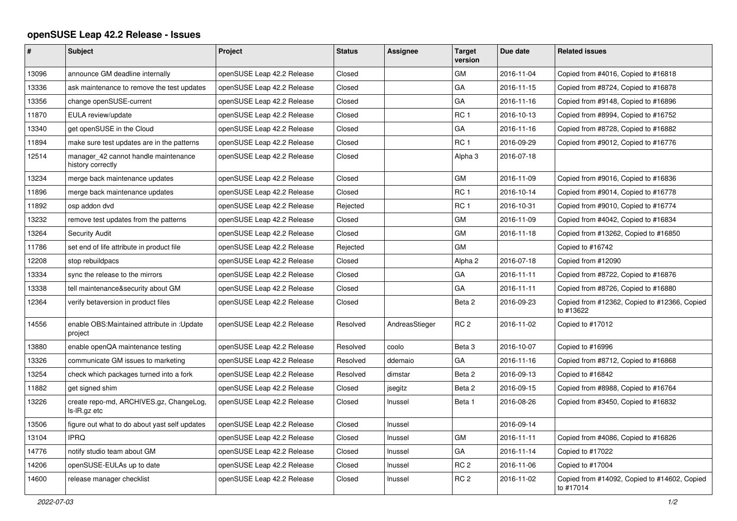## openSUSE Leap 42.2 Release - Issues

| # | Subject | Project | Status | Assignee | Target version | Due date | Related issues |
|---|---|---|---|---|---|---|---|
| 13096 | announce GM deadline internally | openSUSE Leap 42.2 Release | Closed | | GM | 2016-11-04 | Copied from #4016, Copied to #16818 |
| 13336 | ask maintenance to remove the test updates | openSUSE Leap 42.2 Release | Closed | | GA | 2016-11-15 | Copied from #8724, Copied to #16878 |
| 13356 | change openSUSE-current | openSUSE Leap 42.2 Release | Closed | | GA | 2016-11-16 | Copied from #9148, Copied to #16896 |
| 11870 | EULA review/update | openSUSE Leap 42.2 Release | Closed | | RC 1 | 2016-10-13 | Copied from #8994, Copied to #16752 |
| 13340 | get openSUSE in the Cloud | openSUSE Leap 42.2 Release | Closed | | GA | 2016-11-16 | Copied from #8728, Copied to #16882 |
| 11894 | make sure test updates are in the patterns | openSUSE Leap 42.2 Release | Closed | | RC 1 | 2016-09-29 | Copied from #9012, Copied to #16776 |
| 12514 | manager_42 cannot handle maintenance history correctly | openSUSE Leap 42.2 Release | Closed | | Alpha 3 | 2016-07-18 | |
| 13234 | merge back maintenance updates | openSUSE Leap 42.2 Release | Closed | | GM | 2016-11-09 | Copied from #9016, Copied to #16836 |
| 11896 | merge back maintenance updates | openSUSE Leap 42.2 Release | Closed | | RC 1 | 2016-10-14 | Copied from #9014, Copied to #16778 |
| 11892 | osp addon dvd | openSUSE Leap 42.2 Release | Rejected | | RC 1 | 2016-10-31 | Copied from #9010, Copied to #16774 |
| 13232 | remove test updates from the patterns | openSUSE Leap 42.2 Release | Closed | | GM | 2016-11-09 | Copied from #4042, Copied to #16834 |
| 13264 | Security Audit | openSUSE Leap 42.2 Release | Closed | | GM | 2016-11-18 | Copied from #13262, Copied to #16850 |
| 11786 | set end of life attribute in product file | openSUSE Leap 42.2 Release | Rejected | | GM | | Copied to #16742 |
| 12208 | stop rebuildpacs | openSUSE Leap 42.2 Release | Closed | | Alpha 2 | 2016-07-18 | Copied from #12090 |
| 13334 | sync the release to the mirrors | openSUSE Leap 42.2 Release | Closed | | GA | 2016-11-11 | Copied from #8722, Copied to #16876 |
| 13338 | tell maintenance&security about GM | openSUSE Leap 42.2 Release | Closed | | GA | 2016-11-11 | Copied from #8726, Copied to #16880 |
| 12364 | verify betaversion in product files | openSUSE Leap 42.2 Release | Closed | | Beta 2 | 2016-09-23 | Copied from #12362, Copied to #12366, Copied to #13622 |
| 14556 | enable OBS:Maintained attribute in :Update project | openSUSE Leap 42.2 Release | Resolved | AndreasStieger | RC 2 | 2016-11-02 | Copied to #17012 |
| 13880 | enable openQA maintenance testing | openSUSE Leap 42.2 Release | Resolved | coolo | Beta 3 | 2016-10-07 | Copied to #16996 |
| 13326 | communicate GM issues to marketing | openSUSE Leap 42.2 Release | Resolved | ddemaio | GA | 2016-11-16 | Copied from #8712, Copied to #16868 |
| 13254 | check which packages turned into a fork | openSUSE Leap 42.2 Release | Resolved | dimstar | Beta 2 | 2016-09-13 | Copied to #16842 |
| 11882 | get signed shim | openSUSE Leap 42.2 Release | Closed | jsegitz | Beta 2 | 2016-09-15 | Copied from #8988, Copied to #16764 |
| 13226 | create repo-md, ARCHIVES.gz, ChangeLog, ls-lR.gz etc | openSUSE Leap 42.2 Release | Closed | lnussel | Beta 1 | 2016-08-26 | Copied from #3450, Copied to #16832 |
| 13506 | figure out what to do about yast self updates | openSUSE Leap 42.2 Release | Closed | lnussel | | 2016-09-14 | |
| 13104 | IPRQ | openSUSE Leap 42.2 Release | Closed | lnussel | GM | 2016-11-11 | Copied from #4086, Copied to #16826 |
| 14776 | notify studio team about GM | openSUSE Leap 42.2 Release | Closed | lnussel | GA | 2016-11-14 | Copied to #17022 |
| 14206 | openSUSE-EULAs up to date | openSUSE Leap 42.2 Release | Closed | lnussel | RC 2 | 2016-11-06 | Copied to #17004 |
| 14600 | release manager checklist | openSUSE Leap 42.2 Release | Closed | lnussel | RC 2 | 2016-11-02 | Copied from #14092, Copied to #14602, Copied to #17014 |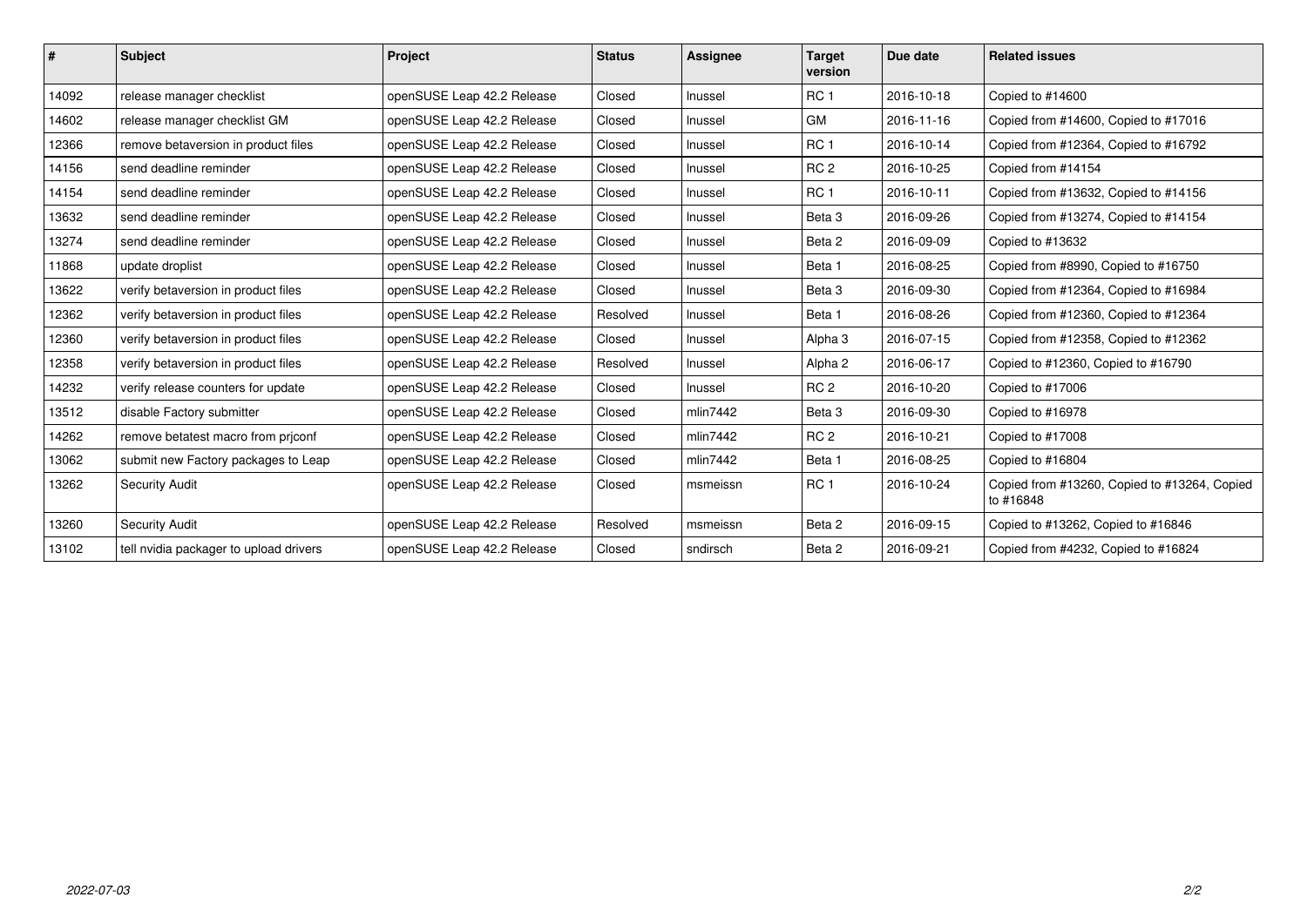| # | Subject | Project | Status | Assignee | Target version | Due date | Related issues |
|---|---|---|---|---|---|---|---|
| 14092 | release manager checklist | openSUSE Leap 42.2 Release | Closed | lnussel | RC 1 | 2016-10-18 | Copied to #14600 |
| 14602 | release manager checklist GM | openSUSE Leap 42.2 Release | Closed | lnussel | GM | 2016-11-16 | Copied from #14600, Copied to #17016 |
| 12366 | remove betaversion in product files | openSUSE Leap 42.2 Release | Closed | lnussel | RC 1 | 2016-10-14 | Copied from #12364, Copied to #16792 |
| 14156 | send deadline reminder | openSUSE Leap 42.2 Release | Closed | lnussel | RC 2 | 2016-10-25 | Copied from #14154 |
| 14154 | send deadline reminder | openSUSE Leap 42.2 Release | Closed | lnussel | RC 1 | 2016-10-11 | Copied from #13632, Copied to #14156 |
| 13632 | send deadline reminder | openSUSE Leap 42.2 Release | Closed | lnussel | Beta 3 | 2016-09-26 | Copied from #13274, Copied to #14154 |
| 13274 | send deadline reminder | openSUSE Leap 42.2 Release | Closed | lnussel | Beta 2 | 2016-09-09 | Copied to #13632 |
| 11868 | update droplist | openSUSE Leap 42.2 Release | Closed | lnussel | Beta 1 | 2016-08-25 | Copied from #8990, Copied to #16750 |
| 13622 | verify betaversion in product files | openSUSE Leap 42.2 Release | Closed | lnussel | Beta 3 | 2016-09-30 | Copied from #12364, Copied to #16984 |
| 12362 | verify betaversion in product files | openSUSE Leap 42.2 Release | Resolved | lnussel | Beta 1 | 2016-08-26 | Copied from #12360, Copied to #12364 |
| 12360 | verify betaversion in product files | openSUSE Leap 42.2 Release | Closed | lnussel | Alpha 3 | 2016-07-15 | Copied from #12358, Copied to #12362 |
| 12358 | verify betaversion in product files | openSUSE Leap 42.2 Release | Resolved | lnussel | Alpha 2 | 2016-06-17 | Copied to #12360, Copied to #16790 |
| 14232 | verify release counters for update | openSUSE Leap 42.2 Release | Closed | lnussel | RC 2 | 2016-10-20 | Copied to #17006 |
| 13512 | disable Factory submitter | openSUSE Leap 42.2 Release | Closed | mlin7442 | Beta 3 | 2016-09-30 | Copied to #16978 |
| 14262 | remove betatest macro from prjconf | openSUSE Leap 42.2 Release | Closed | mlin7442 | RC 2 | 2016-10-21 | Copied to #17008 |
| 13062 | submit new Factory packages to Leap | openSUSE Leap 42.2 Release | Closed | mlin7442 | Beta 1 | 2016-08-25 | Copied to #16804 |
| 13262 | Security Audit | openSUSE Leap 42.2 Release | Closed | msmeissn | RC 1 | 2016-10-24 | Copied from #13260, Copied to #13264, Copied to #16848 |
| 13260 | Security Audit | openSUSE Leap 42.2 Release | Resolved | msmeissn | Beta 2 | 2016-09-15 | Copied to #13262, Copied to #16846 |
| 13102 | tell nvidia packager to upload drivers | openSUSE Leap 42.2 Release | Closed | sndirsch | Beta 2 | 2016-09-21 | Copied from #4232, Copied to #16824 |